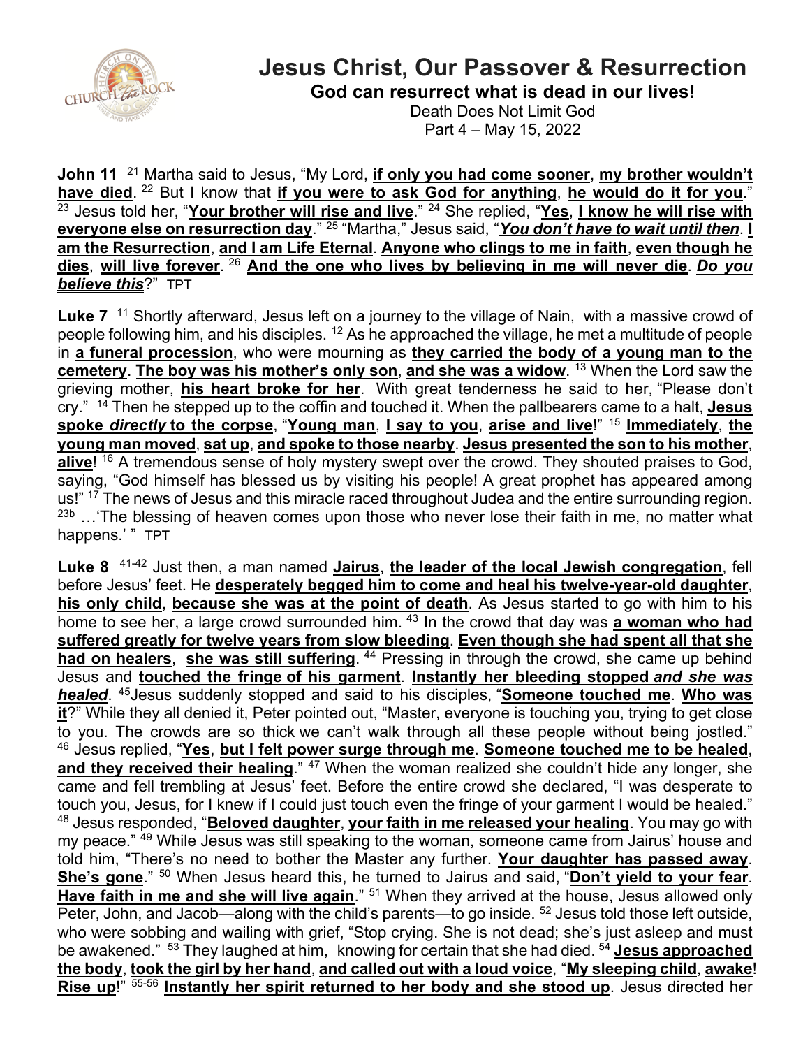# Jesus Christ, Our Passover & Resurrection

**God can resurrect what is dead in our lives!**

Death Does Not Limit God

Part 4 – May 15, 2022

**John 11** [21] Martha said to Jesus, "My Lord, **if only you had come sooner**, **my brother wouldn't have died**. [22] But I know that **if you were to ask God for anything**, **he would do it for you**." [23] Jesus told her, "**Your brother will rise and live**." [24] She replied, "**Yes**, **I know he will rise with everyone else on resurrection day**." [25] "Martha," Jesus said, "***You don't have to wait until then***. **I am the Resurrection**, **and I am Life Eternal**. **Anyone who clings to me in faith**, **even though he dies**, **will live forever**. [26] **And the one who lives by believing in me will never die**. ***Do you believe this***?" TPT

**Luke 7** [11] Shortly afterward, Jesus left on a journey to the village of Nain, with a massive crowd of people following him, and his disciples. [12] As he approached the village, he met a multitude of people in **a funeral procession**, who were mourning as **they carried the body of a young man to the cemetery**. **The boy was his mother's only son**, **and she was a widow**. [13] When the Lord saw the grieving mother, **his heart broke for her**. With great tenderness he said to her, "Please don't cry." [14] Then he stepped up to the coffin and touched it. When the pallbearers came to a halt, **Jesus spoke *directly* to the corpse**, "**Young man**, **I say to you**, **arise and live**!" [15] **Immediately**, **the young man moved**, **sat up**, **and spoke to those nearby**. **Jesus presented the son to his mother**, **alive**! [16] A tremendous sense of holy mystery swept over the crowd. They shouted praises to God, saying, "God himself has blessed us by visiting his people! A great prophet has appeared among us!" [17] The news of Jesus and this miracle raced throughout Judea and the entire surrounding region. [23b] …'The blessing of heaven comes upon those who never lose their faith in me, no matter what happens.' " TPT

**Luke 8** [41-42] Just then, a man named **Jairus**, **the leader of the local Jewish congregation**, fell before Jesus' feet. He **desperately begged him to come and heal his twelve-year-old daughter**, **his only child**, **because she was at the point of death**. As Jesus started to go with him to his home to see her, a large crowd surrounded him. [43] In the crowd that day was **a woman who had suffered greatly for twelve years from slow bleeding**. **Even though she had spent all that she had on healers**, **she was still suffering**. [44] Pressing in through the crowd, she came up behind Jesus and **touched the fringe of his garment**. **Instantly her bleeding stopped *and she was healed***. [45] Jesus suddenly stopped and said to his disciples, "**Someone touched me**. **Who was it**?" While they all denied it, Peter pointed out, "Master, everyone is touching you, trying to get close to you. The crowds are so thick we can't walk through all these people without being jostled." [46] Jesus replied, "**Yes**, **but I felt power surge through me**. **Someone touched me to be healed**, **and they received their healing**." [47] When the woman realized she couldn't hide any longer, she came and fell trembling at Jesus' feet. Before the entire crowd she declared, "I was desperate to touch you, Jesus, for I knew if I could just touch even the fringe of your garment I would be healed." [48] Jesus responded, "**Beloved daughter**, **your faith in me released your healing**. You may go with my peace." [49] While Jesus was still speaking to the woman, someone came from Jairus' house and told him, "There's no need to bother the Master any further. **Your daughter has passed away**. **She's gone**." [50] When Jesus heard this, he turned to Jairus and said, "**Don't yield to your fear**. **Have faith in me and she will live again**." [51] When they arrived at the house, Jesus allowed only Peter, John, and Jacob—along with the child's parents—to go inside. [52] Jesus told those left outside, who were sobbing and wailing with grief, "Stop crying. She is not dead; she's just asleep and must be awakened." [53] They laughed at him, knowing for certain that she had died. [54] **Jesus approached the body**, **took the girl by her hand**, **and called out with a loud voice**, "**My sleeping child**, **awake**! **Rise up**!" [55-56] **Instantly her spirit returned to her body and she stood up**. Jesus directed her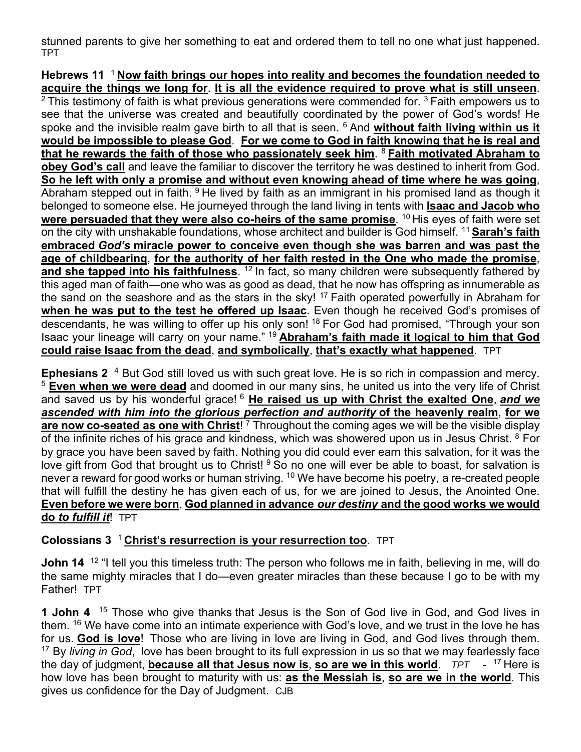stunned parents to give her something to eat and ordered them to tell no one what just happened. TPT

**Hebrews 11** [1] **Now faith brings our hopes into reality and becomes the foundation needed to acquire the things we long for**. **It is all the evidence required to prove what is still unseen**. [2] This testimony of faith is what previous generations were commended for. [3] Faith empowers us to see that the universe was created and beautifully coordinated by the power of God's words! He spoke and the invisible realm gave birth to all that is seen. [6] And **without faith living within us it would be impossible to please God**. **For we come to God in faith knowing that he is real and that he rewards the faith of those who passionately seek him**. [8] **Faith motivated Abraham to obey God's call** and leave the familiar to discover the territory he was destined to inherit from God. **So he left with only a promise and without even knowing ahead of time where he was going**, Abraham stepped out in faith. [9] He lived by faith as an immigrant in his promised land as though it belonged to someone else. He journeyed through the land living in tents with **Isaac and Jacob who were persuaded that they were also co-heirs of the same promise**. [10] His eyes of faith were set on the city with unshakable foundations, whose architect and builder is God himself. [11] **Sarah's faith embraced *God's* miracle power to conceive even though she was barren and was past the age of childbearing**, **for the authority of her faith rested in the One who made the promise**, **and she tapped into his faithfulness**. [12] In fact, so many children were subsequently fathered by this aged man of faith—one who was as good as dead, that he now has offspring as innumerable as the sand on the seashore and as the stars in the sky! [17] Faith operated powerfully in Abraham for **when he was put to the test he offered up Isaac**. Even though he received God's promises of descendants, he was willing to offer up his only son! [18] For God had promised, "Through your son Isaac your lineage will carry on your name." [19] **Abraham's faith made it logical to him that God could raise Isaac from the dead**, **and symbolically**, **that's exactly what happened**. TPT

**Ephesians 2** [4] But God still loved us with such great love. He is so rich in compassion and mercy. [5] **Even when we were dead** and doomed in our many sins, he united us into the very life of Christ and saved us by his wonderful grace! [6] **He raised us up with Christ the exalted One**, ***and we ascended with him into the glorious perfection and authority* of the heavenly realm**, **for we are now co-seated as one with Christ**! [7] Throughout the coming ages we will be the visible display of the infinite riches of his grace and kindness, which was showered upon us in Jesus Christ. [8] For by grace you have been saved by faith. Nothing you did could ever earn this salvation, for it was the love gift from God that brought us to Christ! [9] So no one will ever be able to boast, for salvation is never a reward for good works or human striving. [10] We have become his poetry, a re-created people that will fulfill the destiny he has given each of us, for we are joined to Jesus, the Anointed One. **Even before we were born**, **God planned in advance *our destiny* and the good works we would do *to fulfill it***! TPT

**Colossians 3** [1] **Christ's resurrection is your resurrection too**. TPT

**John 14** [12] "I tell you this timeless truth: The person who follows me in faith, believing in me, will do the same mighty miracles that I do—even greater miracles than these because I go to be with my Father! TPT

**1 John 4** [15] Those who give thanks that Jesus is the Son of God live in God, and God lives in them. [16] We have come into an intimate experience with God's love, and we trust in the love he has for us. **God is love**! Those who are living in love are living in God, and God lives through them. [17] By *living in God*, love has been brought to its full expression in us so that we may fearlessly face the day of judgment, **because all that Jesus now is**, **so are we in this world**. *TPT* - [17] Here is how love has been brought to maturity with us: **as the Messiah is**, **so are we in the world**. This gives us confidence for the Day of Judgment. CJB